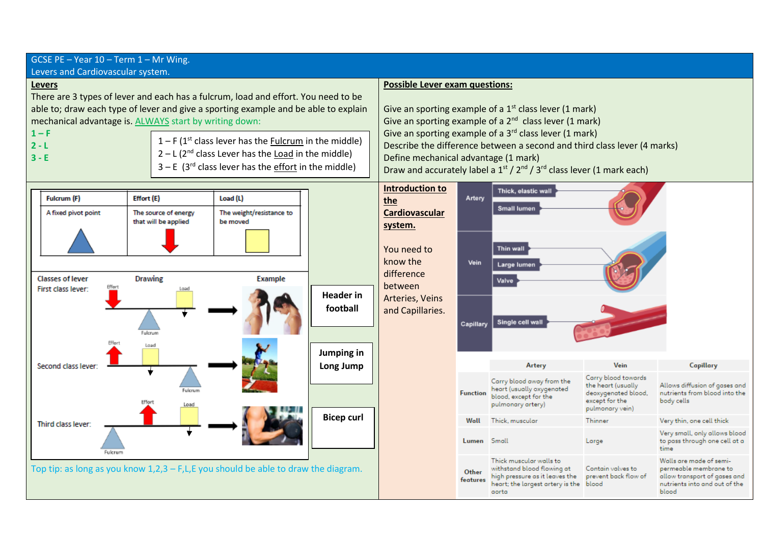# GCSE PE – Year 10 – Term 1 – Mr Wing.

Levers and Cardiovascular system.

## Levers

There are 3 types of lever and each has a fulcrum, load and effort. You need to be able to; draw each type of lever and give a sporting example and be able to explain mechanical advantage is. ALWAYS start by writing down:

**1 – F**
**2 - L**
**3 - E**

1 – F (1st class lever has the Fulcrum in the middle)
2 – L (2nd class Lever has the Load in the middle)
3 – E (3rd class lever has the effort in the middle)

| Fulcrum (F) | Effort (E) | Load (L) |
|---|---|---|
| A fixed pivot point | The source of energy that will be applied | The weight/resistance to be moved |

| Classes of lever | Drawing | Example | |
|---|---|---|---|
| First class lever: | Effort, Load, Fulcrum | | Header in football |
| Second class lever: | Effort, Load, Fulcrum | | Jumping in Long Jump |
| Third class lever: | Effort, Load, Fulcrum | | Bicep curl |

Top tip: as long as you know 1,2,3 – F,L,E you should be able to draw the diagram.

## Possible Lever exam questions:

Give an sporting example of a 1st class lever (1 mark)
Give an sporting example of a 2nd class lever (1 mark)
Give an sporting example of a 3rd class lever (1 mark)
Describe the difference between a second and third class lever (4 marks)
Define mechanical advantage (1 mark)
Draw and accurately label a 1st / 2nd / 3rd class lever (1 mark each)

## Introduction to the Cardiovascular system.

You need to know the difference between Arteries, Veins and Capillaries.

- Artery: Thick, elastic wall; Small lumen
- Vein: Thin wall; Large lumen; Valve
- Capillary: Single cell wall

| | Artery | Vein | Capillary |
|---|---|---|---|
| Function | Carry blood away from the heart (usually oxygenated blood, except for the pulmonary artery) | Carry blood towards the heart (usually deoxygenated blood, except for the pulmonary vein) | Allows diffusion of gases and nutrients from blood into the body cells |
| Wall | Thick, muscular | Thinner | Very thin, one cell thick |
| Lumen | Small | Large | Very small, only allows blood to pass through one cell at a time |
| Other features | Thick muscular walls to withstand blood flowing at high pressure as it leaves the heart; the largest artery is the aorta | Contain valves to prevent back flow of blood | Walls are made of semi-permeable membrane to allow transport of gases and nutrients into and out of the blood |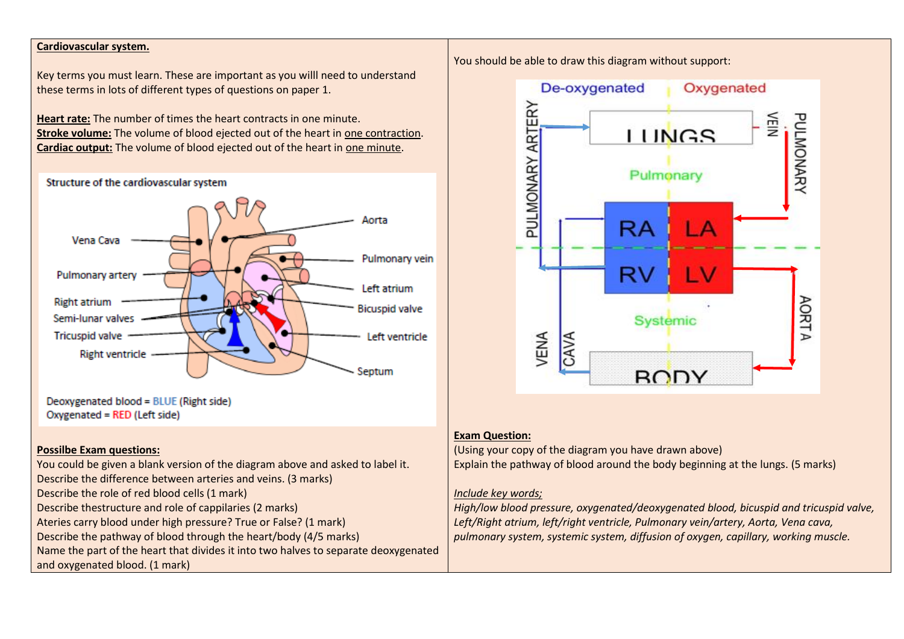**Cardiovascular system.**

Key terms you must learn. These are important as you willl need to understand these terms in lots of different types of questions on paper 1.

**Heart rate:** The number of times the heart contracts in one minute.
**Stroke volume:** The volume of blood ejected out of the heart in one contraction.
**Cardiac output:** The volume of blood ejected out of the heart in one minute.

Structure of the cardiovascular system

Aorta
Vena Cava
Pulmonary vein
Pulmonary artery
Left atrium
Right atrium
Bicuspid valve
Semi-lunar valves
Tricuspid valve
Left ventricle
Right ventricle
Septum

Deoxygenated blood = BLUE (Right side)
Oxygenated = RED (Left side)

**Possilbe Exam questions:**

You could be given a blank version of the diagram above and asked to label it.
Describe the difference between arteries and veins. (3 marks)
Describe the role of red blood cells (1 mark)
Describe thestructure and role of cappilaries (2 marks)
Ateries carry blood under high pressure? True or False? (1 mark)
Describe the pathway of blood through the heart/body (4/5 marks)
Name the part of the heart that divides it into two halves to separate deoxygenated and oxygenated blood. (1 mark)

You should be able to draw this diagram without support:

De-oxygenated
Oxygenated
PULMONARY ARTERY
LUNGS
PULMONARY VEIN
Pulmonary
RA
LA
RV
LV
Systemic
VENA CAVA
AORTA
BODY

**Exam Question:**

(Using your copy of the diagram you have drawn above)
Explain the pathway of blood around the body beginning at the lungs. (5 marks)

*Include key words;*

*High/low blood pressure, oxygenated/deoxygenated blood, bicuspid and tricuspid valve, Left/Right atrium, left/right ventricle, Pulmonary vein/artery, Aorta, Vena cava, pulmonary system, systemic system, diffusion of oxygen, capillary, working muscle.*